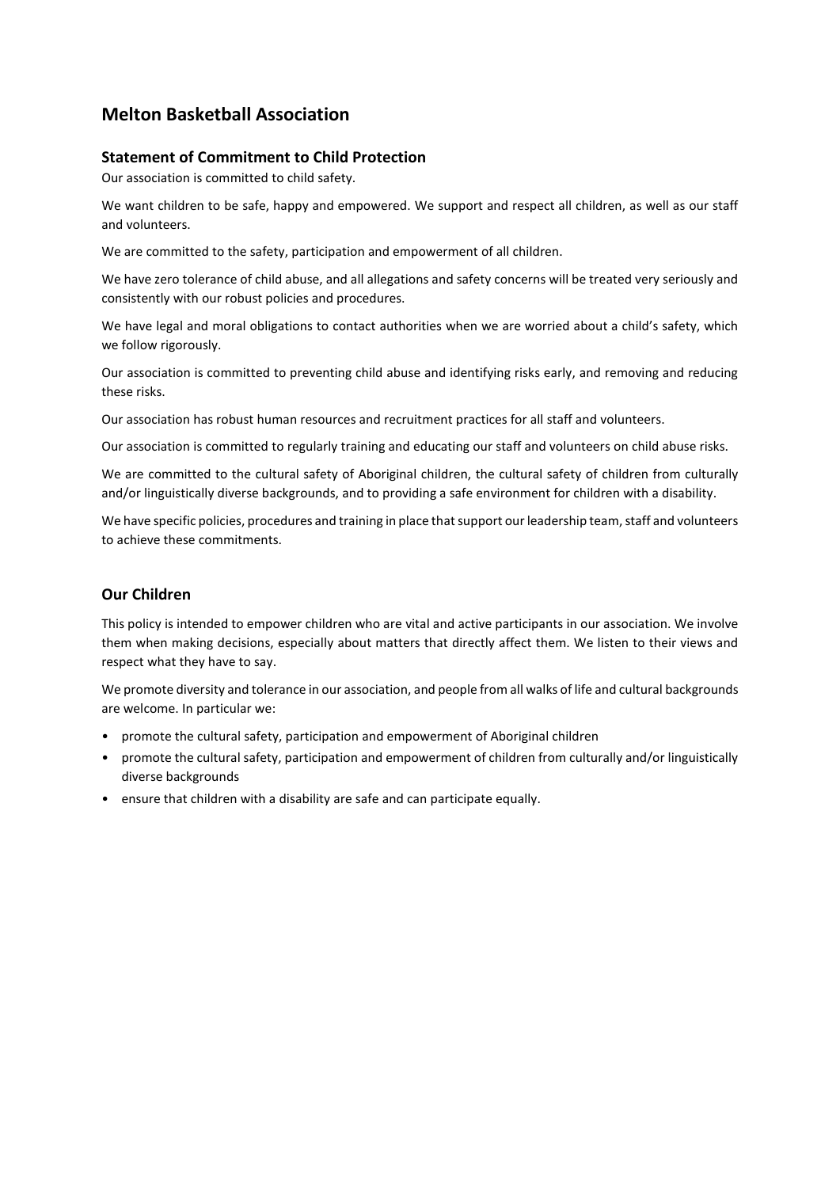# Melton Basketball Association

## Statement of Commitment to Child Protection

Our association is committed to child safety.

We want children to be safe, happy and empowered. We support and respect all children, as well as our staff and volunteers.

We are committed to the safety, participation and empowerment of all children.

We have zero tolerance of child abuse, and all allegations and safety concerns will be treated very seriously and consistently with our robust policies and procedures.

We have legal and moral obligations to contact authorities when we are worried about a child's safety, which we follow rigorously.

Our association is committed to preventing child abuse and identifying risks early, and removing and reducing these risks.

Our association has robust human resources and recruitment practices for all staff and volunteers.

Our association is committed to regularly training and educating our staff and volunteers on child abuse risks.

We are committed to the cultural safety of Aboriginal children, the cultural safety of children from culturally and/or linguistically diverse backgrounds, and to providing a safe environment for children with a disability.

We have specific policies, procedures and training in place that support our leadership team, staff and volunteers to achieve these commitments.

## Our Children

This policy is intended to empower children who are vital and active participants in our association. We involve them when making decisions, especially about matters that directly affect them. We listen to their views and respect what they have to say.

We promote diversity and tolerance in our association, and people from all walks of life and cultural backgrounds are welcome. In particular we:

- promote the cultural safety, participation and empowerment of Aboriginal children
- promote the cultural safety, participation and empowerment of children from culturally and/or linguistically diverse backgrounds
- ensure that children with a disability are safe and can participate equally.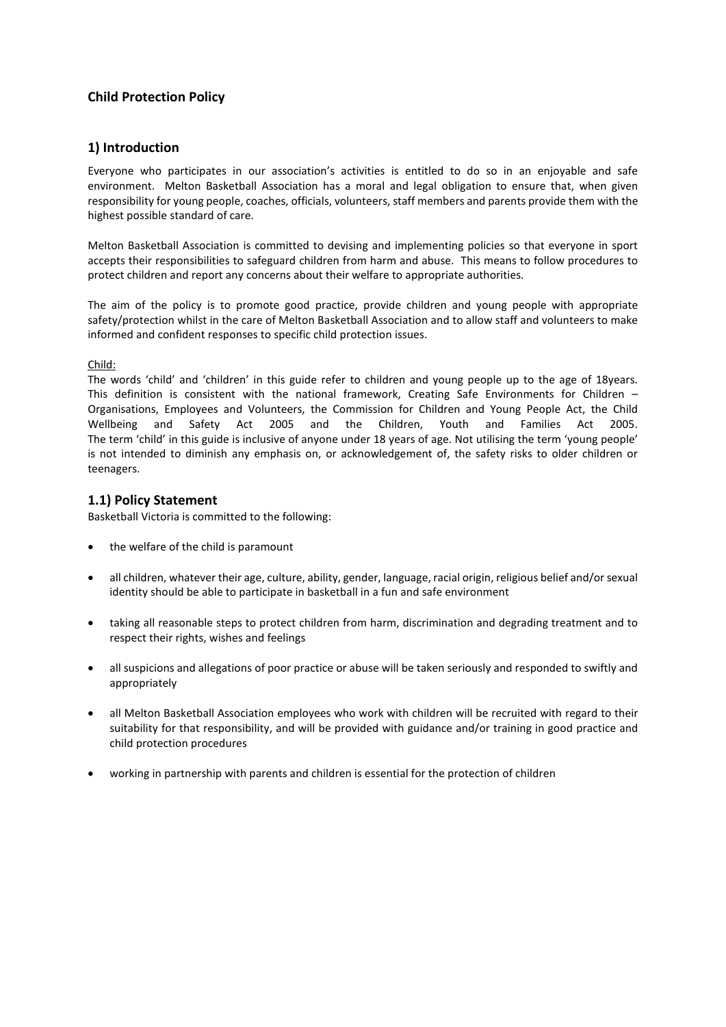## Child Protection Policy

## 1) Introduction

Everyone who participates in our association's activities is entitled to do so in an enjoyable and safe environment. Melton Basketball Association has a moral and legal obligation to ensure that, when given responsibility for young people, coaches, officials, volunteers, staff members and parents provide them with the highest possible standard of care.

Melton Basketball Association is committed to devising and implementing policies so that everyone in sport accepts their responsibilities to safeguard children from harm and abuse. This means to follow procedures to protect children and report any concerns about their welfare to appropriate authorities.

The aim of the policy is to promote good practice, provide children and young people with appropriate safety/protection whilst in the care of Melton Basketball Association and to allow staff and volunteers to make informed and confident responses to specific child protection issues.

<u>Child:</u>

The words 'child' and 'children' in this guide refer to children and young people up to the age of 18years. This definition is consistent with the national framework, Creating Safe Environments for Children – Organisations, Employees and Volunteers, the Commission for Children and Young People Act, the Child Wellbeing and Safety Act 2005 and the Children, Youth and Families Act 2005. The term 'child' in this guide is inclusive of anyone under 18 years of age. Not utilising the term 'young people' is not intended to diminish any emphasis on, or acknowledgement of, the safety risks to older children or teenagers.

## 1.1) Policy Statement

Basketball Victoria is committed to the following:

- the welfare of the child is paramount
- all children, whatever their age, culture, ability, gender, language, racial origin, religious belief and/or sexual identity should be able to participate in basketball in a fun and safe environment
- taking all reasonable steps to protect children from harm, discrimination and degrading treatment and to respect their rights, wishes and feelings
- all suspicions and allegations of poor practice or abuse will be taken seriously and responded to swiftly and appropriately
- all Melton Basketball Association employees who work with children will be recruited with regard to their suitability for that responsibility, and will be provided with guidance and/or training in good practice and child protection procedures
- working in partnership with parents and children is essential for the protection of children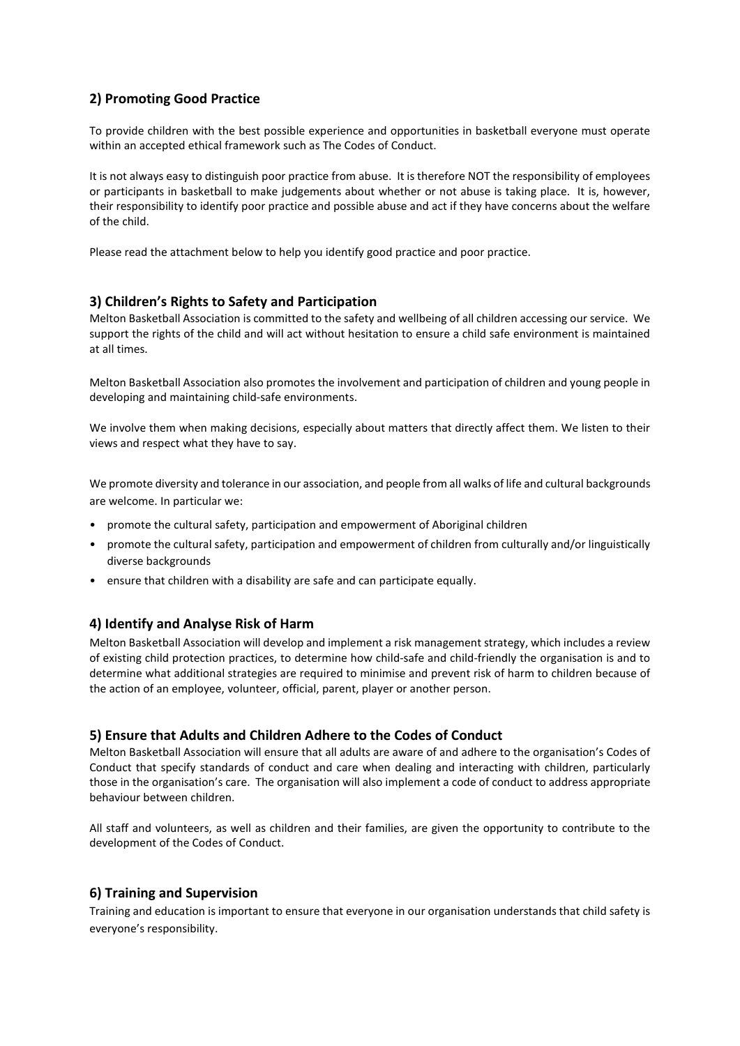## 2) Promoting Good Practice

To provide children with the best possible experience and opportunities in basketball everyone must operate within an accepted ethical framework such as The Codes of Conduct.

It is not always easy to distinguish poor practice from abuse. It is therefore NOT the responsibility of employees or participants in basketball to make judgements about whether or not abuse is taking place. It is, however, their responsibility to identify poor practice and possible abuse and act if they have concerns about the welfare of the child.

Please read the attachment below to help you identify good practice and poor practice.

## 3) Children's Rights to Safety and Participation

Melton Basketball Association is committed to the safety and wellbeing of all children accessing our service. We support the rights of the child and will act without hesitation to ensure a child safe environment is maintained at all times.

Melton Basketball Association also promotes the involvement and participation of children and young people in developing and maintaining child-safe environments.

We involve them when making decisions, especially about matters that directly affect them. We listen to their views and respect what they have to say.

We promote diversity and tolerance in our association, and people from all walks of life and cultural backgrounds are welcome. In particular we:

- promote the cultural safety, participation and empowerment of Aboriginal children
- promote the cultural safety, participation and empowerment of children from culturally and/or linguistically diverse backgrounds
- ensure that children with a disability are safe and can participate equally.

## 4) Identify and Analyse Risk of Harm

Melton Basketball Association will develop and implement a risk management strategy, which includes a review of existing child protection practices, to determine how child-safe and child-friendly the organisation is and to determine what additional strategies are required to minimise and prevent risk of harm to children because of the action of an employee, volunteer, official, parent, player or another person.

## 5) Ensure that Adults and Children Adhere to the Codes of Conduct

Melton Basketball Association will ensure that all adults are aware of and adhere to the organisation's Codes of Conduct that specify standards of conduct and care when dealing and interacting with children, particularly those in the organisation's care. The organisation will also implement a code of conduct to address appropriate behaviour between children.

All staff and volunteers, as well as children and their families, are given the opportunity to contribute to the development of the Codes of Conduct.

## 6) Training and Supervision

Training and education is important to ensure that everyone in our organisation understands that child safety is everyone's responsibility.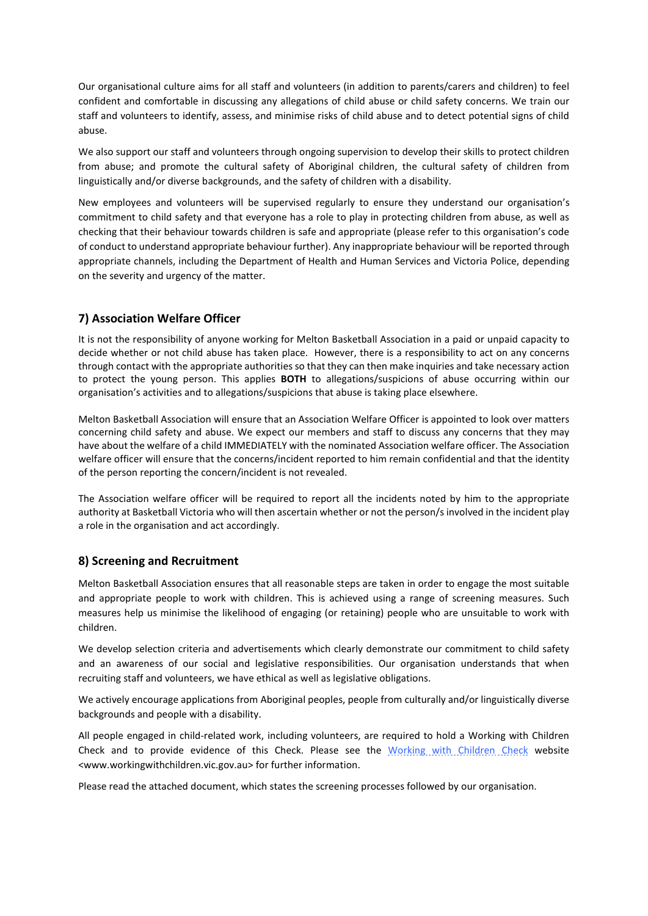Our organisational culture aims for all staff and volunteers (in addition to parents/carers and children) to feel confident and comfortable in discussing any allegations of child abuse or child safety concerns. We train our staff and volunteers to identify, assess, and minimise risks of child abuse and to detect potential signs of child abuse.

We also support our staff and volunteers through ongoing supervision to develop their skills to protect children from abuse; and promote the cultural safety of Aboriginal children, the cultural safety of children from linguistically and/or diverse backgrounds, and the safety of children with a disability.

New employees and volunteers will be supervised regularly to ensure they understand our organisation's commitment to child safety and that everyone has a role to play in protecting children from abuse, as well as checking that their behaviour towards children is safe and appropriate (please refer to this organisation's code of conduct to understand appropriate behaviour further). Any inappropriate behaviour will be reported through appropriate channels, including the Department of Health and Human Services and Victoria Police, depending on the severity and urgency of the matter.

## 7) Association Welfare Officer

It is not the responsibility of anyone working for Melton Basketball Association in a paid or unpaid capacity to decide whether or not child abuse has taken place. However, there is a responsibility to act on any concerns through contact with the appropriate authorities so that they can then make inquiries and take necessary action to protect the young person. This applies **BOTH** to allegations/suspicions of abuse occurring within our organisation's activities and to allegations/suspicions that abuse is taking place elsewhere.

Melton Basketball Association will ensure that an Association Welfare Officer is appointed to look over matters concerning child safety and abuse. We expect our members and staff to discuss any concerns that they may have about the welfare of a child IMMEDIATELY with the nominated Association welfare officer. The Association welfare officer will ensure that the concerns/incident reported to him remain confidential and that the identity of the person reporting the concern/incident is not revealed.

The Association welfare officer will be required to report all the incidents noted by him to the appropriate authority at Basketball Victoria who will then ascertain whether or not the person/s involved in the incident play a role in the organisation and act accordingly.

## 8) Screening and Recruitment

Melton Basketball Association ensures that all reasonable steps are taken in order to engage the most suitable and appropriate people to work with children. This is achieved using a range of screening measures. Such measures help us minimise the likelihood of engaging (or retaining) people who are unsuitable to work with children.

We develop selection criteria and advertisements which clearly demonstrate our commitment to child safety and an awareness of our social and legislative responsibilities. Our organisation understands that when recruiting staff and volunteers, we have ethical as well as legislative obligations.

We actively encourage applications from Aboriginal peoples, people from culturally and/or linguistically diverse backgrounds and people with a disability.

All people engaged in child-related work, including volunteers, are required to hold a Working with Children Check and to provide evidence of this Check. Please see the Working with Children Check website <www.workingwithchildren.vic.gov.au> for further information.

Please read the attached document, which states the screening processes followed by our organisation.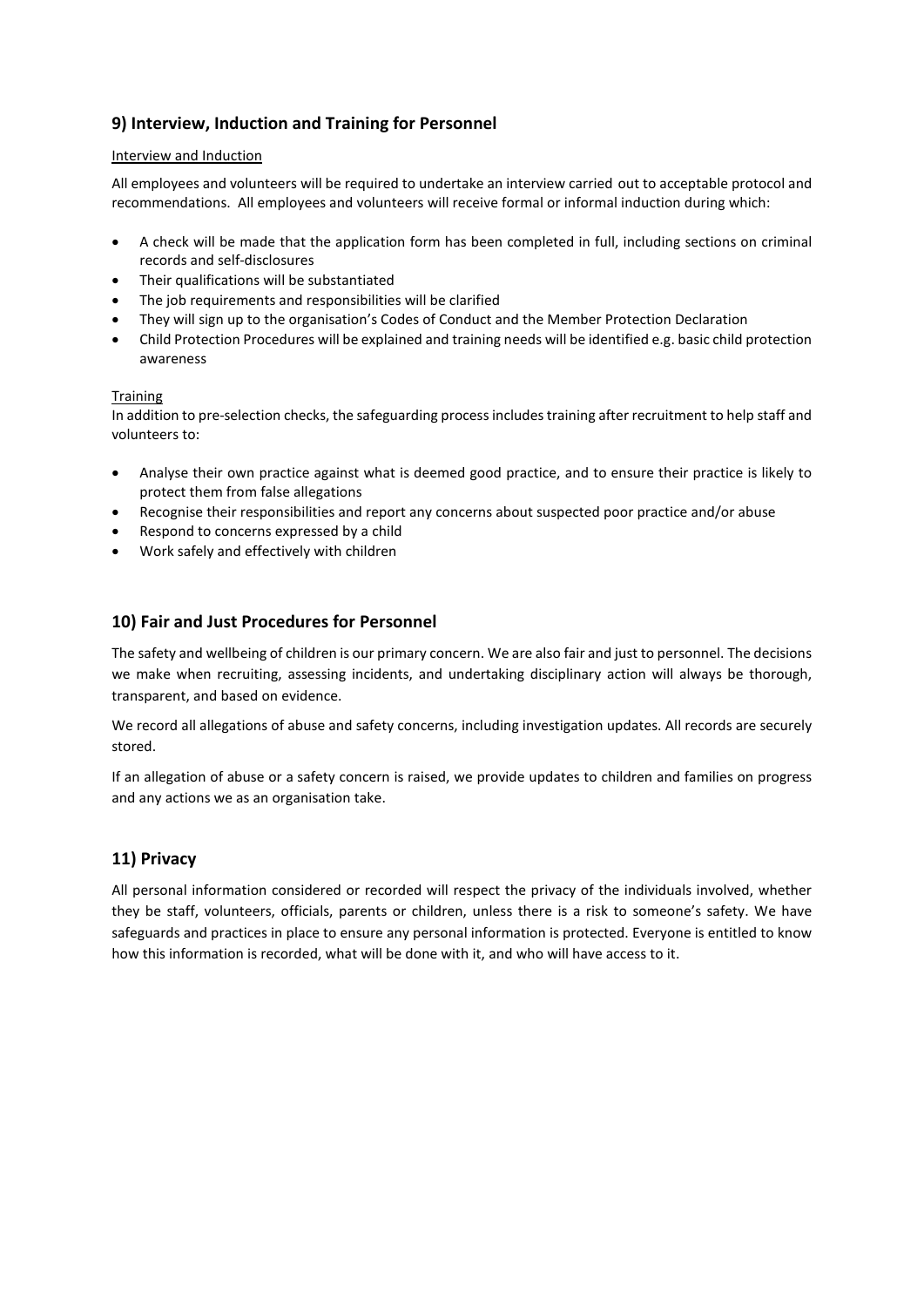## 9) Interview, Induction and Training for Personnel

Interview and Induction

All employees and volunteers will be required to undertake an interview carried out to acceptable protocol and recommendations. All employees and volunteers will receive formal or informal induction during which:

- A check will be made that the application form has been completed in full, including sections on criminal records and self-disclosures
- Their qualifications will be substantiated
- The job requirements and responsibilities will be clarified
- They will sign up to the organisation's Codes of Conduct and the Member Protection Declaration
- Child Protection Procedures will be explained and training needs will be identified e.g. basic child protection awareness

Training

In addition to pre-selection checks, the safeguarding process includes training after recruitment to help staff and volunteers to:

- Analyse their own practice against what is deemed good practice, and to ensure their practice is likely to protect them from false allegations
- Recognise their responsibilities and report any concerns about suspected poor practice and/or abuse
- Respond to concerns expressed by a child
- Work safely and effectively with children

## 10) Fair and Just Procedures for Personnel

The safety and wellbeing of children is our primary concern. We are also fair and just to personnel. The decisions we make when recruiting, assessing incidents, and undertaking disciplinary action will always be thorough, transparent, and based on evidence.

We record all allegations of abuse and safety concerns, including investigation updates. All records are securely stored.

If an allegation of abuse or a safety concern is raised, we provide updates to children and families on progress and any actions we as an organisation take.

## 11) Privacy

All personal information considered or recorded will respect the privacy of the individuals involved, whether they be staff, volunteers, officials, parents or children, unless there is a risk to someone's safety. We have safeguards and practices in place to ensure any personal information is protected. Everyone is entitled to know how this information is recorded, what will be done with it, and who will have access to it.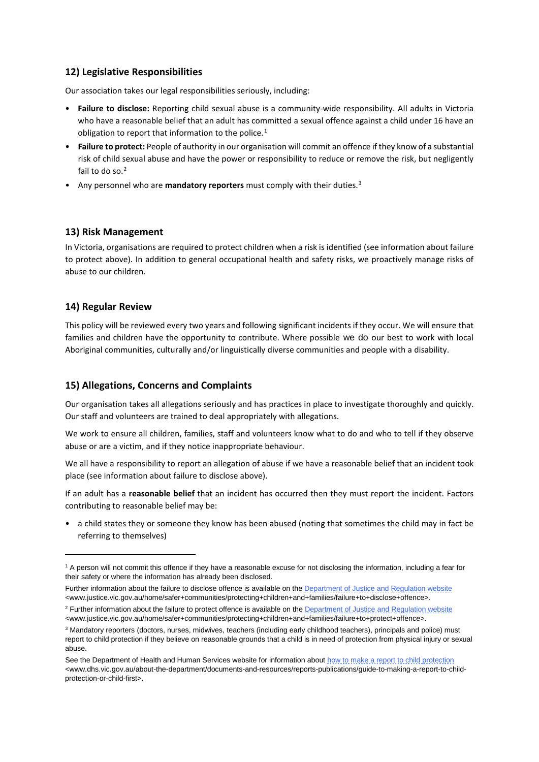## 12) Legislative Responsibilities

Our association takes our legal responsibilities seriously, including:

- **Failure to disclose:** Reporting child sexual abuse is a community-wide responsibility. All adults in Victoria who have a reasonable belief that an adult has committed a sexual offence against a child under 16 have an obligation to report that information to the police.[1]
- **Failure to protect:** People of authority in our organisation will commit an offence if they know of a substantial risk of child sexual abuse and have the power or responsibility to reduce or remove the risk, but negligently fail to do so.[2]
- Any personnel who are **mandatory reporters** must comply with their duties.[3]

## 13) Risk Management

In Victoria, organisations are required to protect children when a risk is identified (see information about failure to protect above). In addition to general occupational health and safety risks, we proactively manage risks of abuse to our children.

## 14) Regular Review

This policy will be reviewed every two years and following significant incidents if they occur. We will ensure that families and children have the opportunity to contribute. Where possible we do our best to work with local Aboriginal communities, culturally and/or linguistically diverse communities and people with a disability.

## 15) Allegations, Concerns and Complaints

Our organisation takes all allegations seriously and has practices in place to investigate thoroughly and quickly. Our staff and volunteers are trained to deal appropriately with allegations.

We work to ensure all children, families, staff and volunteers know what to do and who to tell if they observe abuse or are a victim, and if they notice inappropriate behaviour.

We all have a responsibility to report an allegation of abuse if we have a reasonable belief that an incident took place (see information about failure to disclose above).

If an adult has a **reasonable belief** that an incident has occurred then they must report the incident. Factors contributing to reasonable belief may be:

- a child states they or someone they know has been abused (noting that sometimes the child may in fact be referring to themselves)

---

[1] A person will not commit this offence if they have a reasonable excuse for not disclosing the information, including a fear for their safety or where the information has already been disclosed.

Further information about the failure to disclose offence is available on the [Department of Justice and Regulation website](www.justice.vic.gov.au/home/safer+communities/protecting+children+and+families/failure+to+disclose+offence) <www.justice.vic.gov.au/home/safer+communities/protecting+children+and+families/failure+to+disclose+offence>.

[2] Further information about the failure to protect offence is available on the [Department of Justice and Regulation website](www.justice.vic.gov.au/home/safer+communities/protecting+children+and+families/failure+to+protect+offence) <www.justice.vic.gov.au/home/safer+communities/protecting+children+and+families/failure+to+protect+offence>.

[3] Mandatory reporters (doctors, nurses, midwives, teachers (including early childhood teachers), principals and police) must report to child protection if they believe on reasonable grounds that a child is in need of protection from physical injury or sexual abuse.

See the Department of Health and Human Services website for information about [how to make a report to child protection](www.dhs.vic.gov.au/about-the-department/documents-and-resources/reports-publications/guide-to-making-a-report-to-child-protection-or-child-first) <www.dhs.vic.gov.au/about-the-department/documents-and-resources/reports-publications/guide-to-making-a-report-to-child-protection-or-child-first>.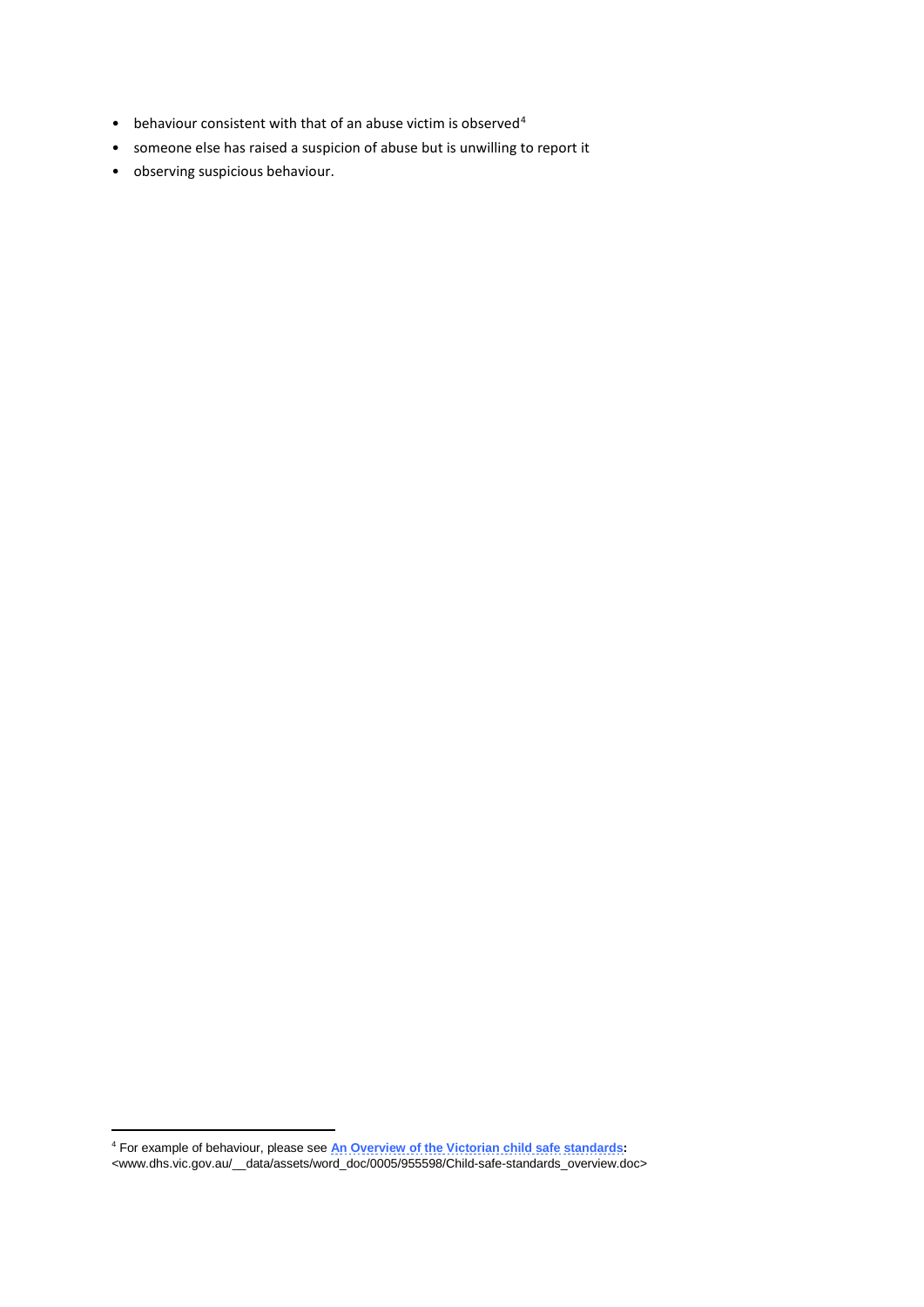- behaviour consistent with that of an abuse victim is observed[4]
- someone else has raised a suspicion of abuse but is unwilling to report it
- observing suspicious behaviour.

---

[4] For example of behaviour, please see **An Overview of the Victorian child safe standards:** <www.dhs.vic.gov.au/__data/assets/word_doc/0005/955598/Child-safe-standards_overview.doc>